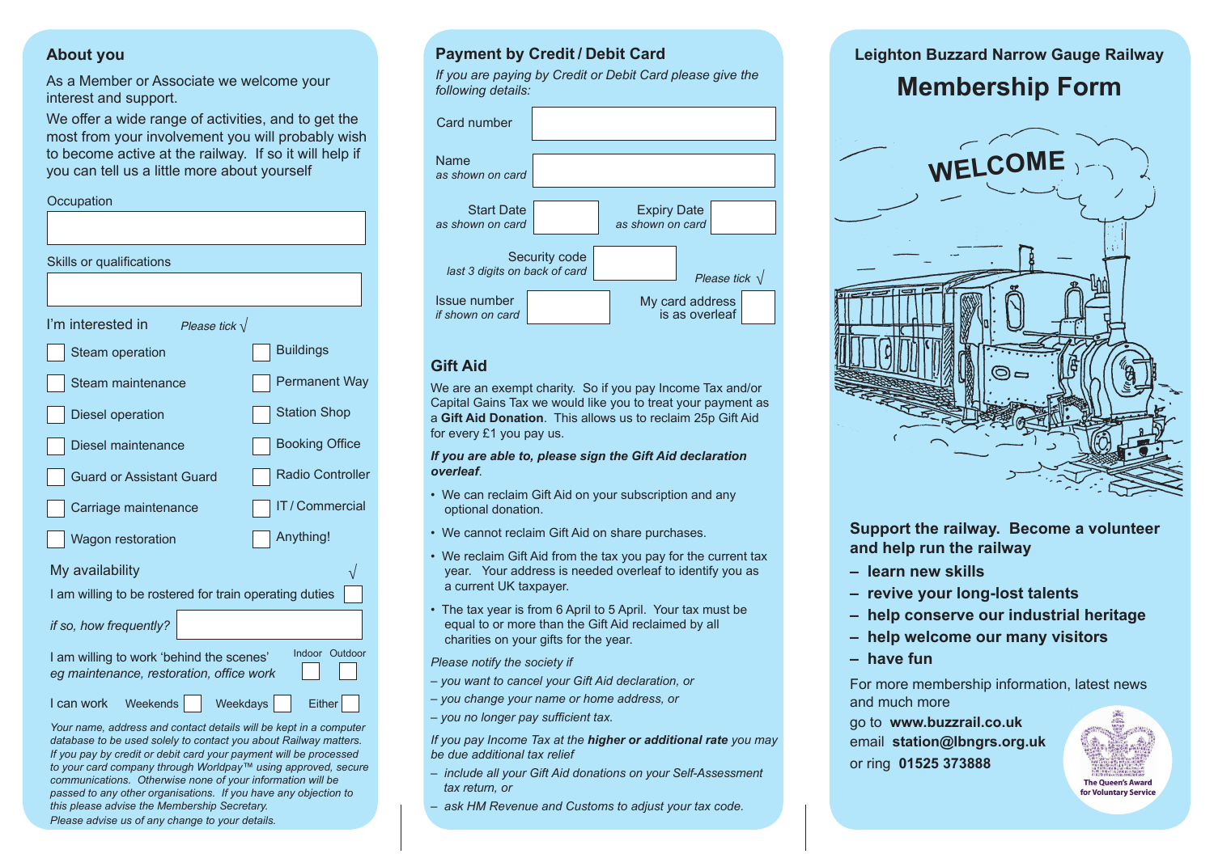## About you

As a Member or Associate we welcome your interest and support.

We offer a wide range of activities, and to get the most from your involvement you will probably wish to become active at the railway. If so it will help if you can tell us a little more about yourself

Occupation

Skills or qualifications

I'm interested in *Please tick √*

- Steam operation
- Steam maintenance
- Diesel operation
- Diesel maintenance
- Guard or Assistant Guard
- Carriage maintenance
- Wagon restoration
- Buildings
- Permanent Way
- Station Shop
- Booking Office
- Radio Controller
- IT / Commercial
- Anything!

My availability √

I am willing to be rostered for train operating duties

*if so, how frequently?*

I am willing to work 'behind the scenes' Indoor Outdoor
*eg maintenance, restoration, office work*

I can work Weekends Weekdays Either

*Your name, address and contact details will be kept in a computer database to be used solely to contact you about Railway matters. If you pay by credit or debit card your payment will be processed to your card company through Worldpay™ using approved, secure communications. Otherwise none of your information will be passed to any other organisations. If you have any objection to this please advise the Membership Secretary.*
*Please advise us of any change to your details.*

## Payment by Credit / Debit Card

*If you are paying by Credit or Debit Card please give the following details:*

Card number

Name
*as shown on card*

Start Date
*as shown on card*

Expiry Date
*as shown on card*

Security code
*last 3 digits on back of card*

*Please tick √*

Issue number
*if shown on card*

My card address is as overleaf

## Gift Aid

We are an exempt charity. So if you pay Income Tax and/or Capital Gains Tax we would like you to treat your payment as a **Gift Aid Donation**. This allows us to reclaim 25p Gift Aid for every £1 you pay us.

***If you are able to, please sign the Gift Aid declaration overleaf***.

- We can reclaim Gift Aid on your subscription and any optional donation.
- We cannot reclaim Gift Aid on share purchases.
- We reclaim Gift Aid from the tax you pay for the current tax year. Your address is needed overleaf to identify you as a current UK taxpayer.
- The tax year is from 6 April to 5 April. Your tax must be equal to or more than the Gift Aid reclaimed by all charities on your gifts for the year.

*Please notify the society if*

*– you want to cancel your Gift Aid declaration, or*

*– you change your name or home address, or*

*– you no longer pay sufficient tax.*

*If you pay Income Tax at the **higher or additional rate** you may be due additional tax relief*

- *include all your Gift Aid donations on your Self-Assessment tax return, or*
- *ask HM Revenue and Customs to adjust your tax code.*

### Leighton Buzzard Narrow Gauge Railway

# Membership Form

WELCOME

**Support the railway. Become a volunteer and help run the railway**

- **learn new skills**
- **revive your long-lost talents**
- **help conserve our industrial heritage**
- **help welcome our many visitors**
- **have fun**

For more membership information, latest news and much more

go to **www.buzzrail.co.uk**

email **station@lbngrs.org.uk**

or ring **01525 373888**

The Queen's Award for Voluntary Service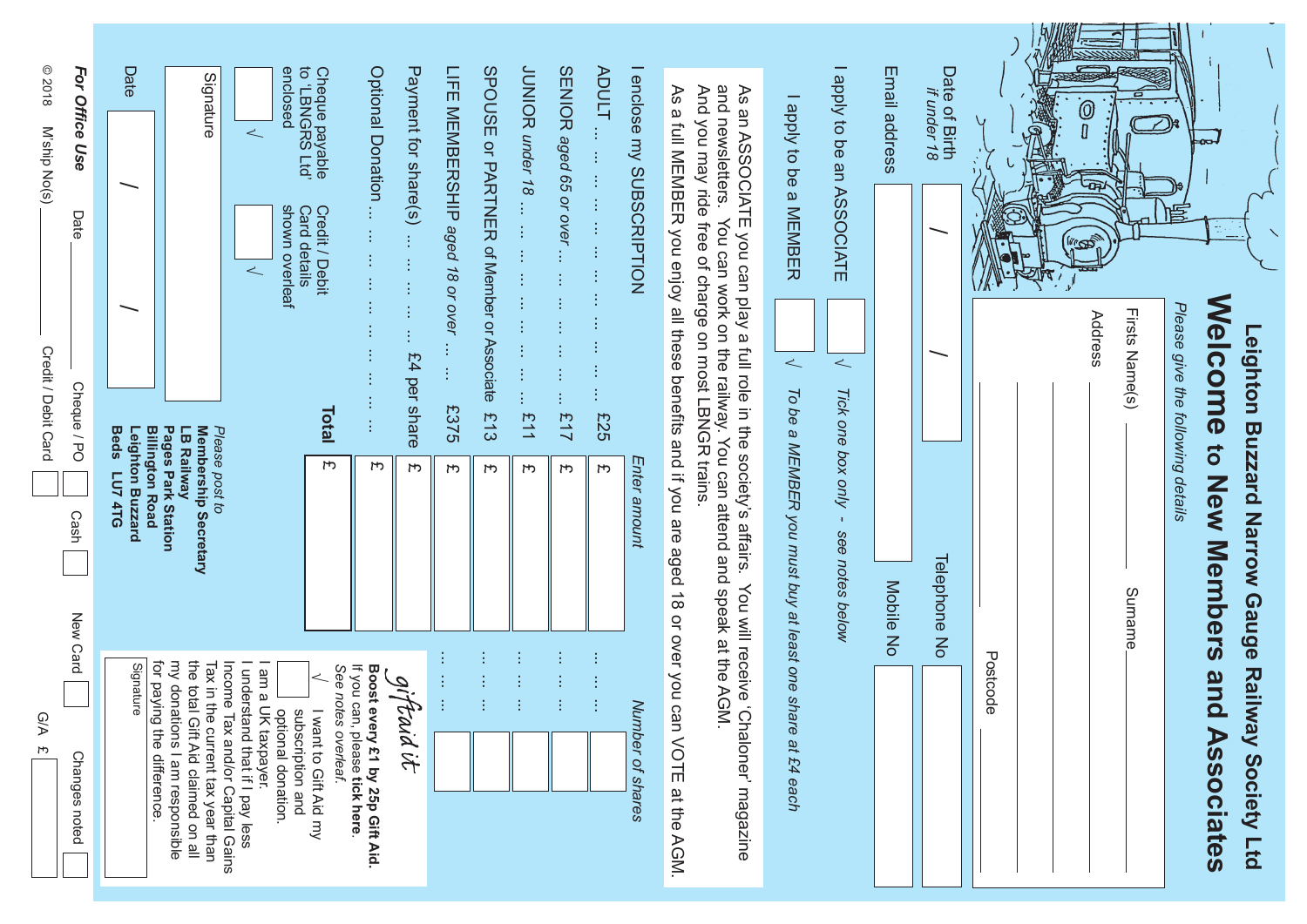# Leighton Buzzard Narrow Gauge Railway Society Ltd

## Welcome to New Members and Associates

*Please give the following details*

Firsts Name(s) ____________ Surname ____________

Address ____________

Postcode ____________

Date of Birth *if under 18* ___ / ___ / ___

Telephone No ____________

Email address ____________

Mobile No ____________

I apply to be an ASSOCIATE ☐ √ *Tick one box only - see notes below*

I apply to be a MEMBER ☐ √ *To be a MEMBER you must buy at least one share at £4 each*

As an ASSOCIATE you can play a full role in the society's affairs. You will receive 'Chaloner' magazine and newsletters. You can work on the railway. You can attend and speak at the AGM. And you may ride free of charge on most LBNGR trains.

As a full MEMBER you enjoy all these benefits and if you are aged 18 or over you can VOTE at the AGM.

| I enclose my SUBSCRIPTION | | *Enter amount* | *Number of shares* |
|---|---|---|---|
| ADULT | £25 | £ | |
| SENIOR *aged 65 or over* | £17 | £ | |
| JUNIOR *under 18* | £11 | £ | |
| SPOUSE or PARTNER of Member or Associate | £13 | £ | |
| LIFE MEMBERSHIP *aged 18 or over* | £375 | £ | |
| Payment for share(s) | £4 per share | £ | |
| Optional Donation | | £ | |
| **Total** | | £ | |

Cheque payable to 'LBNGRS Ltd' enclosed ☐ √

Credit / Debit Card details shown overleaf ☐ √

*Please post to*
**Membership Secretary**
**LB Railway**
**Pages Park Station**
**Billington Road**
**Leighton Buzzard**
**Beds LU7 4TG**

Signature ____________

Date ___ / ___ / ___

*giftaid it*

**Boost every £1 by 25p Gift Aid.** If you can, please **tick here.** *See notes overleaf.*

☐ √ I want to Gift Aid my subscription and optional donation.

I am a UK taxpayer.
I understand that if I pay less Income Tax and/or Capital Gains Tax in the current tax year than the total Gift Aid claimed on all my donations I am responsible for paying the difference.

Signature ____________

***For Office Use*** Date ______ Cheque / PO ☐ Cash ☐ New Card ☐ Changes noted ☐

© 2018 M'ship No(s) ______ Credit / Debit Card ☐ G/A £ ______